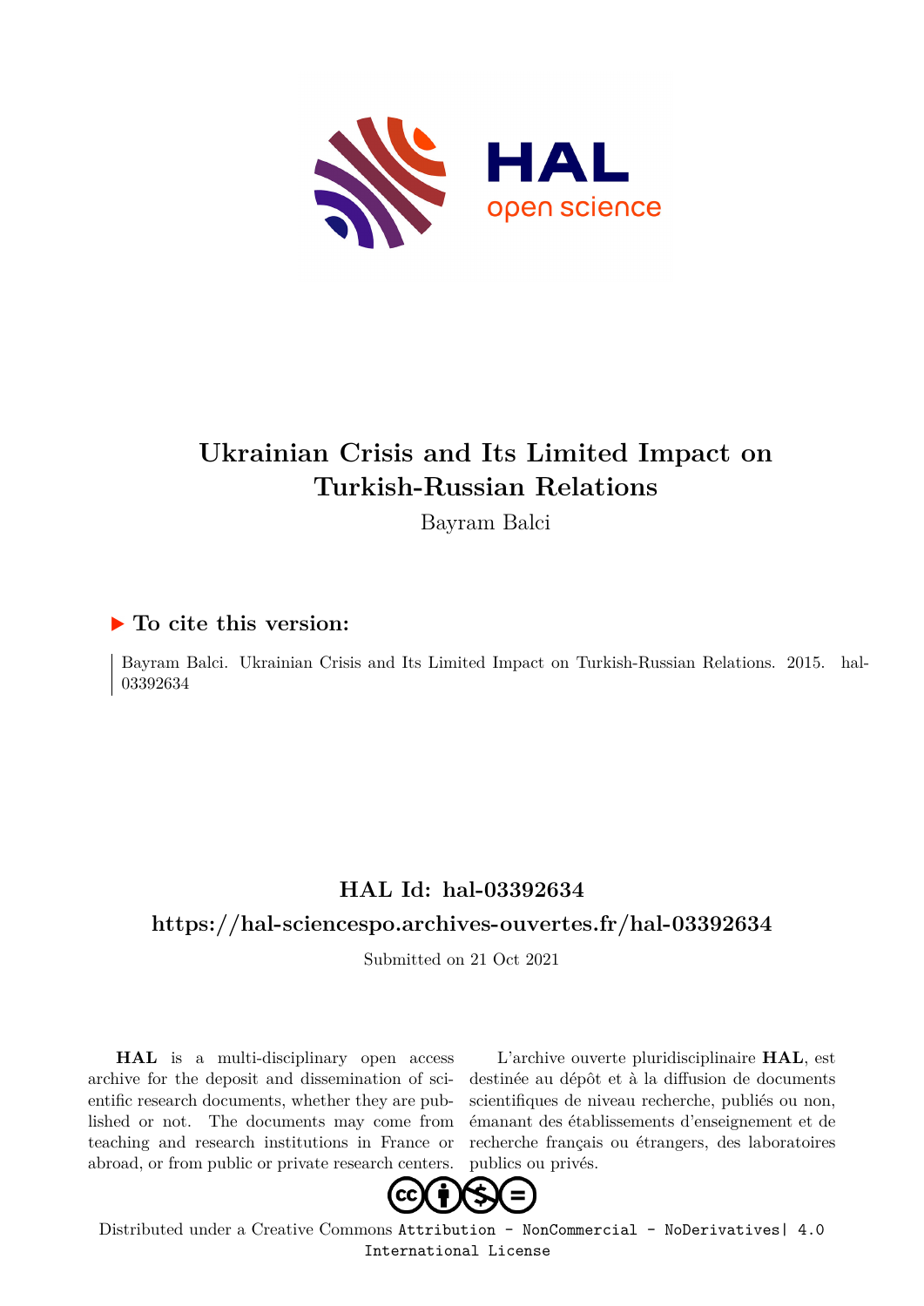# Ukrainian Crisis and Its Limited Impact on Turkish-Russian Relations

Bayram Balci

## ▶ To cite this version:

Bayram Balci. Ukrainian Crisis and Its Limited Impact on Turkish-Russian Relations. 2015. hal-03392634

## HAL Id: hal-03392634

## https://hal-sciencespo.archives-ouvertes.fr/hal-03392634

Submitted on 21 Oct 2021

**HAL** is a multi-disciplinary open access archive for the deposit and dissemination of scientific research documents, whether they are published or not. The documents may come from teaching and research institutions in France or abroad, or from public or private research centers.

L'archive ouverte pluridisciplinaire **HAL**, est destinée au dépôt et à la diffusion de documents scientifiques de niveau recherche, publiés ou non, émanant des établissements d'enseignement et de recherche français ou étrangers, des laboratoires publics ou privés.

Distributed under a Creative Commons Attribution - NonCommercial - NoDerivatives| 4.0 International License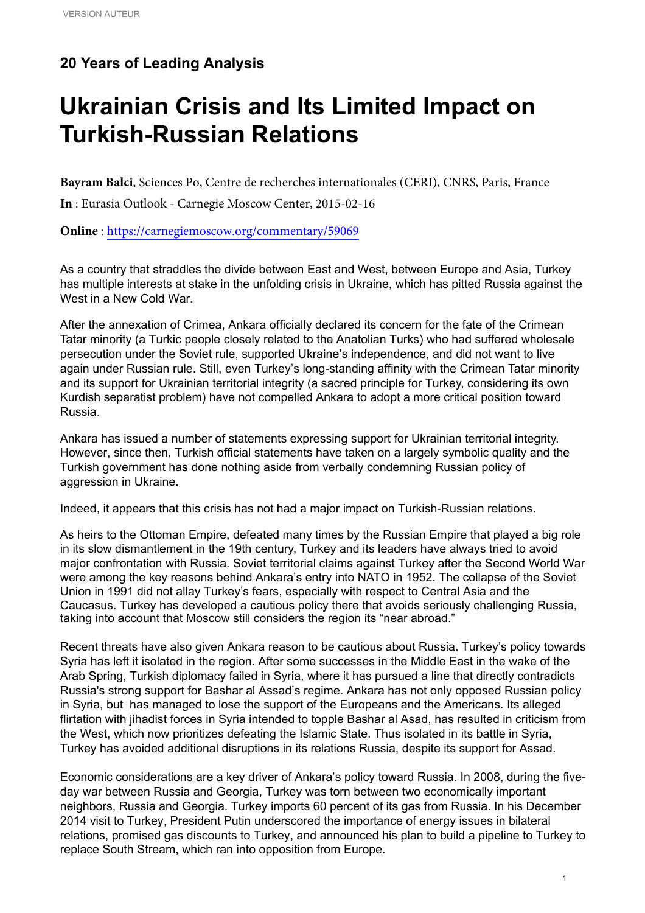## 20 Years of Leading Analysis

# Ukrainian Crisis and Its Limited Impact on Turkish-Russian Relations

**Bayram Balci**, Sciences Po, Centre de recherches internationales (CERI), CNRS, Paris, France

**In** : Eurasia Outlook - Carnegie Moscow Center, 2015-02-16

**Online** : https://carnegiemoscow.org/commentary/59069

As a country that straddles the divide between East and West, between Europe and Asia, Turkey has multiple interests at stake in the unfolding crisis in Ukraine, which has pitted Russia against the West in a New Cold War.

After the annexation of Crimea, Ankara officially declared its concern for the fate of the Crimean Tatar minority (a Turkic people closely related to the Anatolian Turks) who had suffered wholesale persecution under the Soviet rule, supported Ukraine's independence, and did not want to live again under Russian rule. Still, even Turkey's long-standing affinity with the Crimean Tatar minority and its support for Ukrainian territorial integrity (a sacred principle for Turkey, considering its own Kurdish separatist problem) have not compelled Ankara to adopt a more critical position toward Russia.

Ankara has issued a number of statements expressing support for Ukrainian territorial integrity. However, since then, Turkish official statements have taken on a largely symbolic quality and the Turkish government has done nothing aside from verbally condemning Russian policy of aggression in Ukraine.

Indeed, it appears that this crisis has not had a major impact on Turkish-Russian relations.

As heirs to the Ottoman Empire, defeated many times by the Russian Empire that played a big role in its slow dismantlement in the 19th century, Turkey and its leaders have always tried to avoid major confrontation with Russia. Soviet territorial claims against Turkey after the Second World War were among the key reasons behind Ankara's entry into NATO in 1952. The collapse of the Soviet Union in 1991 did not allay Turkey's fears, especially with respect to Central Asia and the Caucasus. Turkey has developed a cautious policy there that avoids seriously challenging Russia, taking into account that Moscow still considers the region its "near abroad."

Recent threats have also given Ankara reason to be cautious about Russia. Turkey's policy towards Syria has left it isolated in the region. After some successes in the Middle East in the wake of the Arab Spring, Turkish diplomacy failed in Syria, where it has pursued a line that directly contradicts Russia's strong support for Bashar al Assad's regime. Ankara has not only opposed Russian policy in Syria, but has managed to lose the support of the Europeans and the Americans. Its alleged flirtation with jihadist forces in Syria intended to topple Bashar al Asad, has resulted in criticism from the West, which now prioritizes defeating the Islamic State. Thus isolated in its battle in Syria, Turkey has avoided additional disruptions in its relations Russia, despite its support for Assad.

Economic considerations are a key driver of Ankara's policy toward Russia. In 2008, during the five-day war between Russia and Georgia, Turkey was torn between two economically important neighbors, Russia and Georgia. Turkey imports 60 percent of its gas from Russia. In his December 2014 visit to Turkey, President Putin underscored the importance of energy issues in bilateral relations, promised gas discounts to Turkey, and announced his plan to build a pipeline to Turkey to replace South Stream, which ran into opposition from Europe.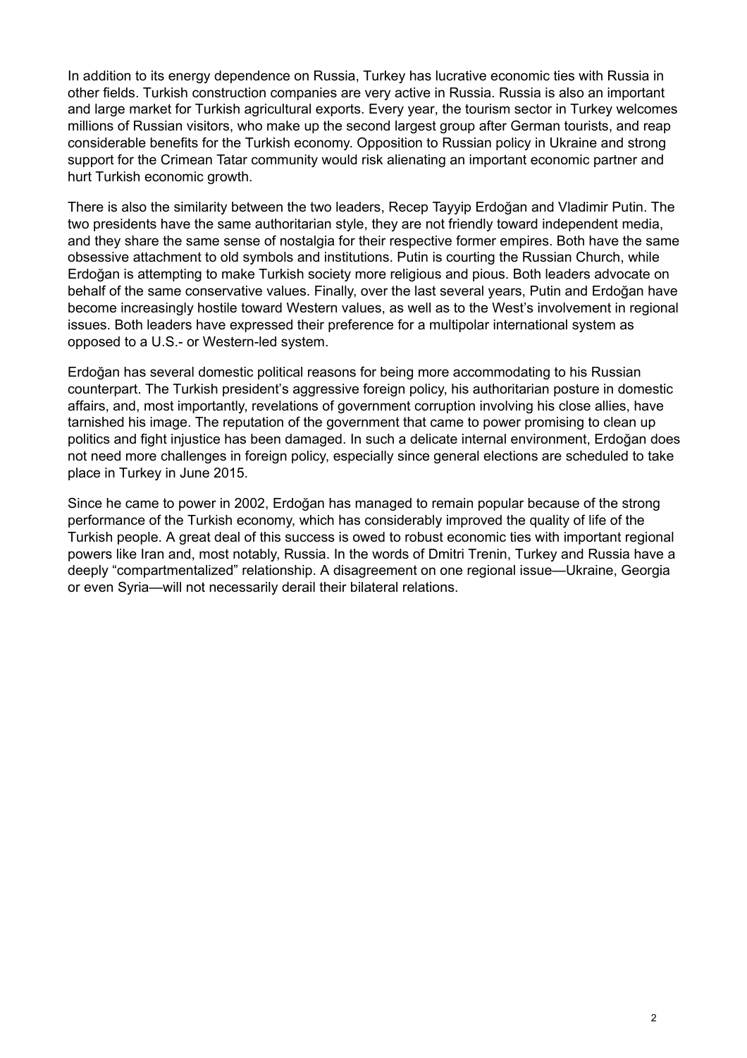In addition to its energy dependence on Russia, Turkey has lucrative economic ties with Russia in other fields. Turkish construction companies are very active in Russia. Russia is also an important and large market for Turkish agricultural exports. Every year, the tourism sector in Turkey welcomes millions of Russian visitors, who make up the second largest group after German tourists, and reap considerable benefits for the Turkish economy. Opposition to Russian policy in Ukraine and strong support for the Crimean Tatar community would risk alienating an important economic partner and hurt Turkish economic growth.

There is also the similarity between the two leaders, Recep Tayyip Erdoğan and Vladimir Putin. The two presidents have the same authoritarian style, they are not friendly toward independent media, and they share the same sense of nostalgia for their respective former empires. Both have the same obsessive attachment to old symbols and institutions. Putin is courting the Russian Church, while Erdoğan is attempting to make Turkish society more religious and pious. Both leaders advocate on behalf of the same conservative values. Finally, over the last several years, Putin and Erdoğan have become increasingly hostile toward Western values, as well as to the West's involvement in regional issues. Both leaders have expressed their preference for a multipolar international system as opposed to a U.S.- or Western-led system.

Erdoğan has several domestic political reasons for being more accommodating to his Russian counterpart. The Turkish president's aggressive foreign policy, his authoritarian posture in domestic affairs, and, most importantly, revelations of government corruption involving his close allies, have tarnished his image. The reputation of the government that came to power promising to clean up politics and fight injustice has been damaged. In such a delicate internal environment, Erdoğan does not need more challenges in foreign policy, especially since general elections are scheduled to take place in Turkey in June 2015.

Since he came to power in 2002, Erdoğan has managed to remain popular because of the strong performance of the Turkish economy, which has considerably improved the quality of life of the Turkish people. A great deal of this success is owed to robust economic ties with important regional powers like Iran and, most notably, Russia. In the words of Dmitri Trenin, Turkey and Russia have a deeply "compartmentalized" relationship. A disagreement on one regional issue—Ukraine, Georgia or even Syria—will not necessarily derail their bilateral relations.